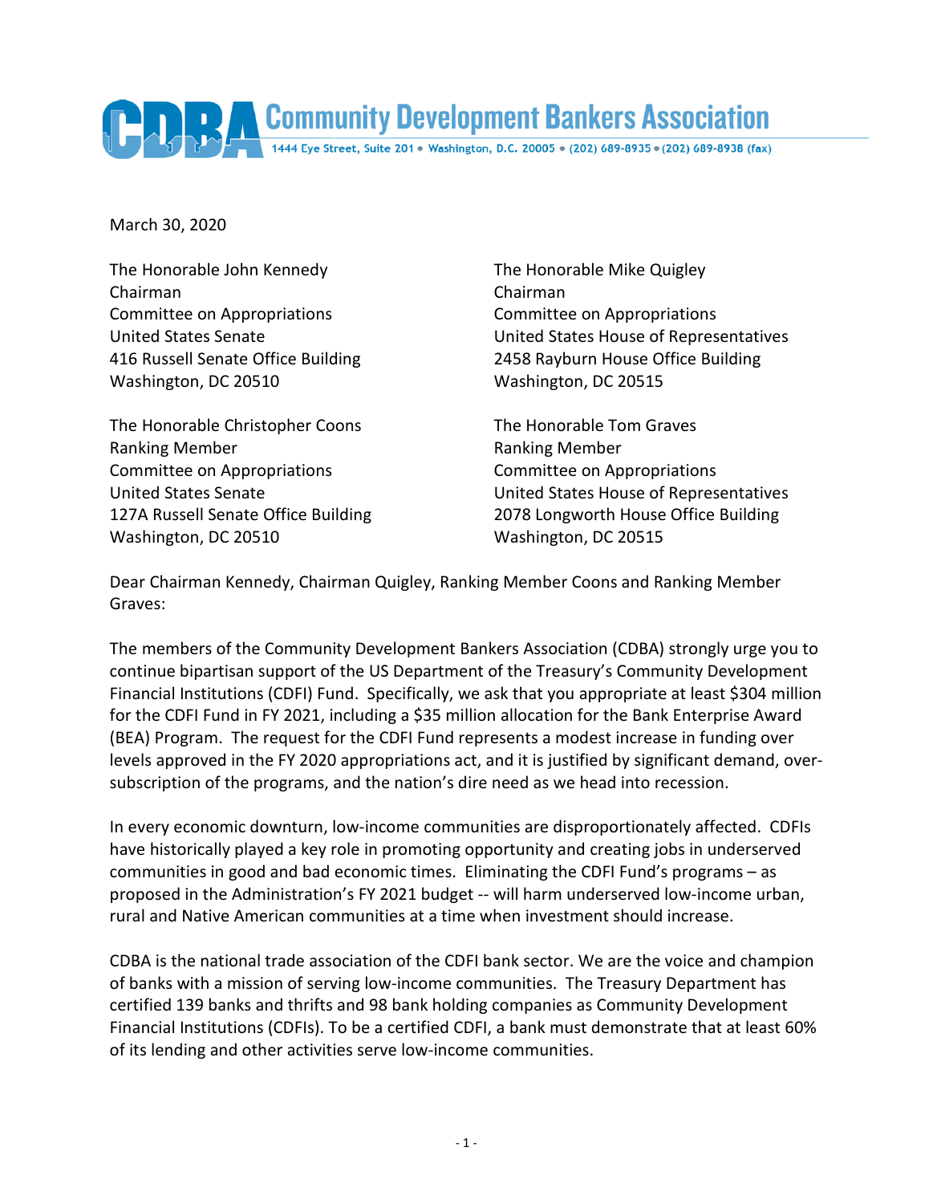# Community Development Bankers Association

1444 Eye Street, Suite 201 • Washington, D.C. 20005 • (202) 689-8935 • (202) 689-8938 (fax)

March 30, 2020

The Honorable John Kennedy
Chairman
Committee on Appropriations
United States Senate
416 Russell Senate Office Building
Washington, DC 20510

The Honorable Mike Quigley
Chairman
Committee on Appropriations
United States House of Representatives
2458 Rayburn House Office Building
Washington, DC 20515

The Honorable Christopher Coons
Ranking Member
Committee on Appropriations
United States Senate
127A Russell Senate Office Building
Washington, DC 20510

The Honorable Tom Graves
Ranking Member
Committee on Appropriations
United States House of Representatives
2078 Longworth House Office Building
Washington, DC 20515

Dear Chairman Kennedy, Chairman Quigley, Ranking Member Coons and Ranking Member Graves:

The members of the Community Development Bankers Association (CDBA) strongly urge you to continue bipartisan support of the US Department of the Treasury's Community Development Financial Institutions (CDFI) Fund. Specifically, we ask that you appropriate at least $304 million for the CDFI Fund in FY 2021, including a $35 million allocation for the Bank Enterprise Award (BEA) Program. The request for the CDFI Fund represents a modest increase in funding over levels approved in the FY 2020 appropriations act, and it is justified by significant demand, over-subscription of the programs, and the nation's dire need as we head into recession.

In every economic downturn, low-income communities are disproportionately affected. CDFIs have historically played a key role in promoting opportunity and creating jobs in underserved communities in good and bad economic times. Eliminating the CDFI Fund's programs – as proposed in the Administration's FY 2021 budget -- will harm underserved low-income urban, rural and Native American communities at a time when investment should increase.

CDBA is the national trade association of the CDFI bank sector. We are the voice and champion of banks with a mission of serving low-income communities. The Treasury Department has certified 139 banks and thrifts and 98 bank holding companies as Community Development Financial Institutions (CDFIs). To be a certified CDFI, a bank must demonstrate that at least 60% of its lending and other activities serve low-income communities.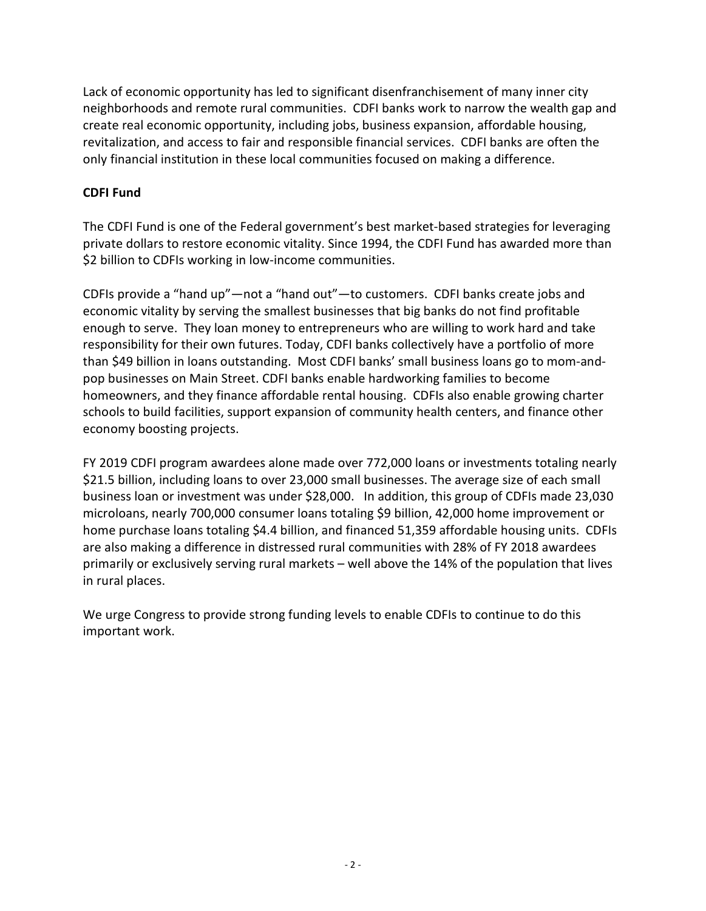Lack of economic opportunity has led to significant disenfranchisement of many inner city neighborhoods and remote rural communities. CDFI banks work to narrow the wealth gap and create real economic opportunity, including jobs, business expansion, affordable housing, revitalization, and access to fair and responsible financial services. CDFI banks are often the only financial institution in these local communities focused on making a difference.

**CDFI Fund**

The CDFI Fund is one of the Federal government's best market-based strategies for leveraging private dollars to restore economic vitality. Since 1994, the CDFI Fund has awarded more than $2 billion to CDFIs working in low-income communities.

CDFIs provide a "hand up"—not a "hand out"—to customers. CDFI banks create jobs and economic vitality by serving the smallest businesses that big banks do not find profitable enough to serve. They loan money to entrepreneurs who are willing to work hard and take responsibility for their own futures. Today, CDFI banks collectively have a portfolio of more than $49 billion in loans outstanding. Most CDFI banks' small business loans go to mom-and-pop businesses on Main Street. CDFI banks enable hardworking families to become homeowners, and they finance affordable rental housing. CDFIs also enable growing charter schools to build facilities, support expansion of community health centers, and finance other economy boosting projects.

FY 2019 CDFI program awardees alone made over 772,000 loans or investments totaling nearly $21.5 billion, including loans to over 23,000 small businesses. The average size of each small business loan or investment was under $28,000. In addition, this group of CDFIs made 23,030 microloans, nearly 700,000 consumer loans totaling $9 billion, 42,000 home improvement or home purchase loans totaling $4.4 billion, and financed 51,359 affordable housing units. CDFIs are also making a difference in distressed rural communities with 28% of FY 2018 awardees primarily or exclusively serving rural markets – well above the 14% of the population that lives in rural places.

We urge Congress to provide strong funding levels to enable CDFIs to continue to do this important work.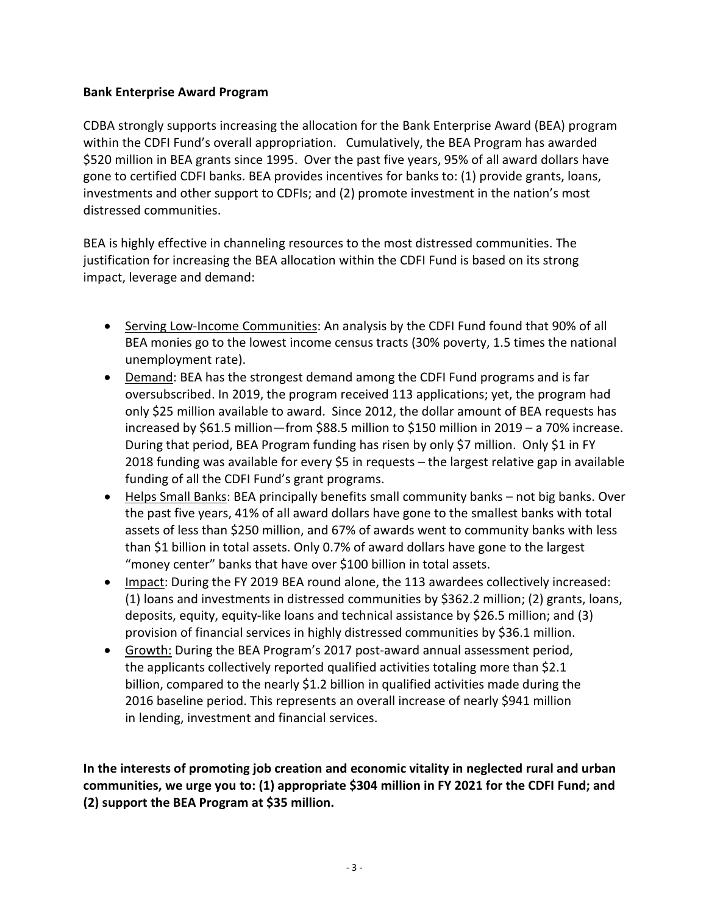**Bank Enterprise Award Program**

CDBA strongly supports increasing the allocation for the Bank Enterprise Award (BEA) program within the CDFI Fund's overall appropriation. Cumulatively, the BEA Program has awarded $520 million in BEA grants since 1995. Over the past five years, 95% of all award dollars have gone to certified CDFI banks. BEA provides incentives for banks to: (1) provide grants, loans, investments and other support to CDFIs; and (2) promote investment in the nation's most distressed communities.

BEA is highly effective in channeling resources to the most distressed communities. The justification for increasing the BEA allocation within the CDFI Fund is based on its strong impact, leverage and demand:

- Serving Low-Income Communities: An analysis by the CDFI Fund found that 90% of all BEA monies go to the lowest income census tracts (30% poverty, 1.5 times the national unemployment rate).
- Demand: BEA has the strongest demand among the CDFI Fund programs and is far oversubscribed. In 2019, the program received 113 applications; yet, the program had only $25 million available to award. Since 2012, the dollar amount of BEA requests has increased by $61.5 million—from $88.5 million to $150 million in 2019 – a 70% increase. During that period, BEA Program funding has risen by only $7 million. Only $1 in FY 2018 funding was available for every $5 in requests – the largest relative gap in available funding of all the CDFI Fund's grant programs.
- Helps Small Banks: BEA principally benefits small community banks – not big banks. Over the past five years, 41% of all award dollars have gone to the smallest banks with total assets of less than $250 million, and 67% of awards went to community banks with less than $1 billion in total assets. Only 0.7% of award dollars have gone to the largest "money center" banks that have over $100 billion in total assets.
- Impact: During the FY 2019 BEA round alone, the 113 awardees collectively increased: (1) loans and investments in distressed communities by $362.2 million; (2) grants, loans, deposits, equity, equity-like loans and technical assistance by $26.5 million; and (3) provision of financial services in highly distressed communities by $36.1 million.
- Growth: During the BEA Program's 2017 post-award annual assessment period, the applicants collectively reported qualified activities totaling more than $2.1 billion, compared to the nearly $1.2 billion in qualified activities made during the 2016 baseline period. This represents an overall increase of nearly $941 million in lending, investment and financial services.

**In the interests of promoting job creation and economic vitality in neglected rural and urban communities, we urge you to: (1) appropriate $304 million in FY 2021 for the CDFI Fund; and (2) support the BEA Program at $35 million.**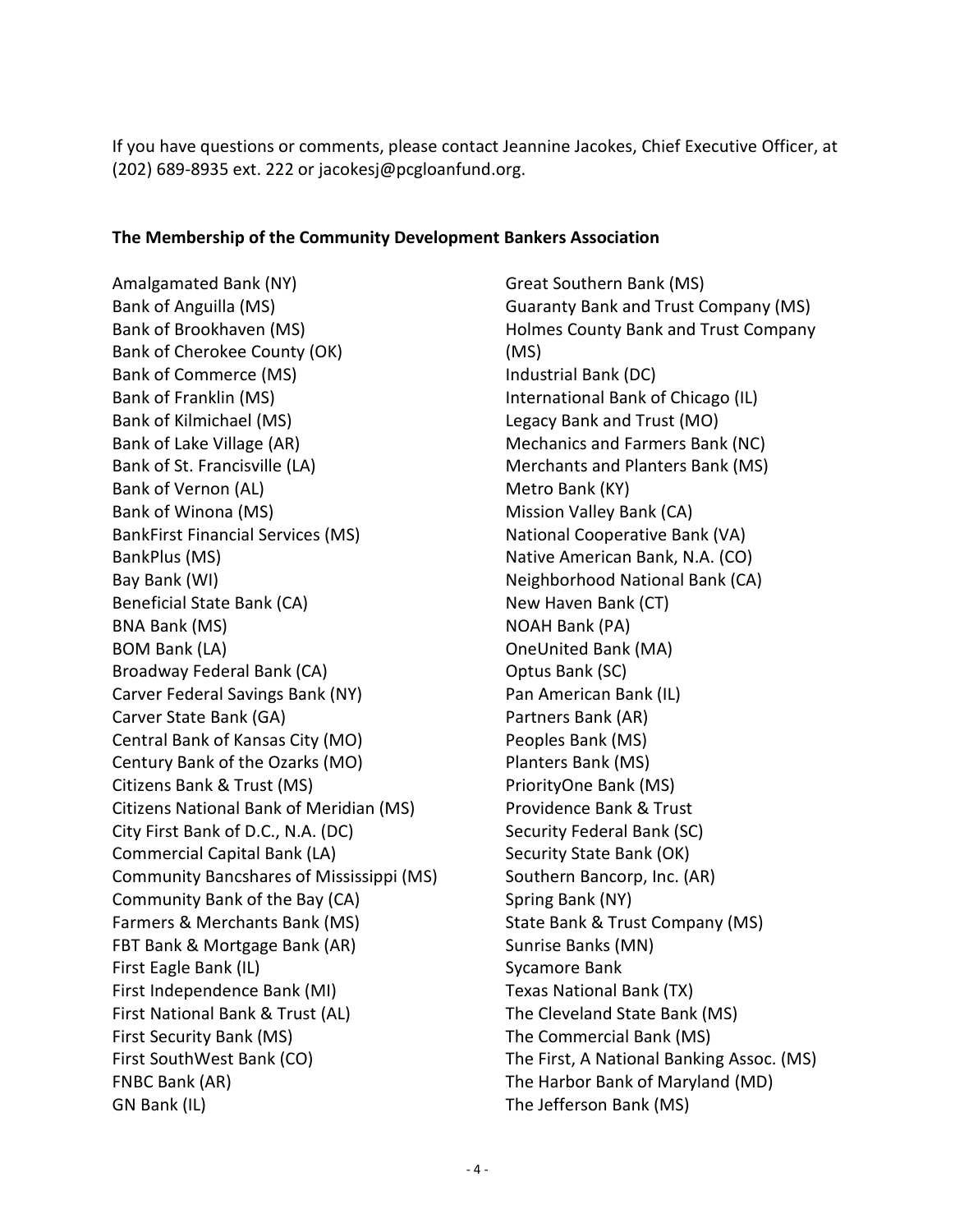If you have questions or comments, please contact Jeannine Jacokes, Chief Executive Officer, at (202) 689-8935 ext. 222 or jacokesj@pcgloanfund.org.

**The Membership of the Community Development Bankers Association**

Amalgamated Bank (NY)
Bank of Anguilla (MS)
Bank of Brookhaven (MS)
Bank of Cherokee County (OK)
Bank of Commerce (MS)
Bank of Franklin (MS)
Bank of Kilmichael (MS)
Bank of Lake Village (AR)
Bank of St. Francisville (LA)
Bank of Vernon (AL)
Bank of Winona (MS)
BankFirst Financial Services (MS)
BankPlus (MS)
Bay Bank (WI)
Beneficial State Bank (CA)
BNA Bank (MS)
BOM Bank (LA)
Broadway Federal Bank (CA)
Carver Federal Savings Bank (NY)
Carver State Bank (GA)
Central Bank of Kansas City (MO)
Century Bank of the Ozarks (MO)
Citizens Bank & Trust (MS)
Citizens National Bank of Meridian (MS)
City First Bank of D.C., N.A. (DC)
Commercial Capital Bank (LA)
Community Bancshares of Mississippi (MS)
Community Bank of the Bay (CA)
Farmers & Merchants Bank (MS)
FBT Bank & Mortgage Bank (AR)
First Eagle Bank (IL)
First Independence Bank (MI)
First National Bank & Trust (AL)
First Security Bank (MS)
First SouthWest Bank (CO)
FNBC Bank (AR)
GN Bank (IL)
Great Southern Bank (MS)
Guaranty Bank and Trust Company (MS)
Holmes County Bank and Trust Company (MS)
Industrial Bank (DC)
International Bank of Chicago (IL)
Legacy Bank and Trust (MO)
Mechanics and Farmers Bank (NC)
Merchants and Planters Bank (MS)
Metro Bank (KY)
Mission Valley Bank (CA)
National Cooperative Bank (VA)
Native American Bank, N.A. (CO)
Neighborhood National Bank (CA)
New Haven Bank (CT)
NOAH Bank (PA)
OneUnited Bank (MA)
Optus Bank (SC)
Pan American Bank (IL)
Partners Bank (AR)
Peoples Bank (MS)
Planters Bank (MS)
PriorityOne Bank (MS)
Providence Bank & Trust
Security Federal Bank (SC)
Security State Bank (OK)
Southern Bancorp, Inc. (AR)
Spring Bank (NY)
State Bank & Trust Company (MS)
Sunrise Banks (MN)
Sycamore Bank
Texas National Bank (TX)
The Cleveland State Bank (MS)
The Commercial Bank (MS)
The First, A National Banking Assoc. (MS)
The Harbor Bank of Maryland (MD)
The Jefferson Bank (MS)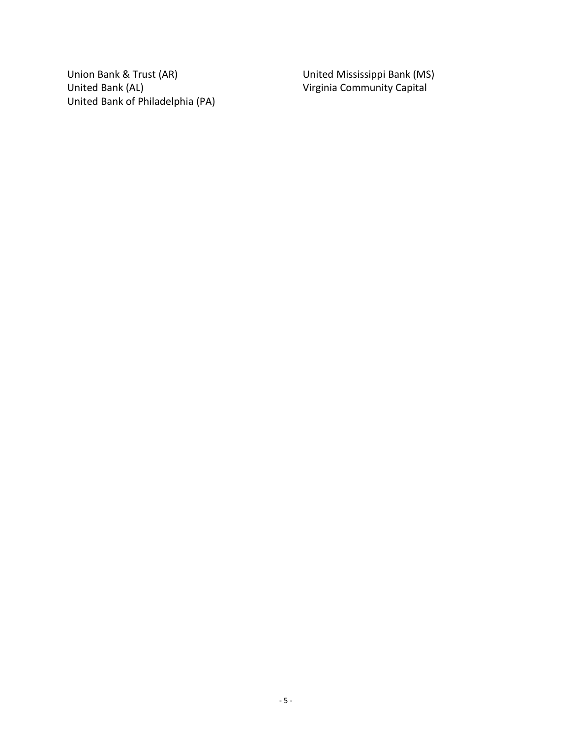Union Bank & Trust (AR)
United Bank (AL)
United Bank of Philadelphia (PA)
United Mississippi Bank (MS)
Virginia Community Capital